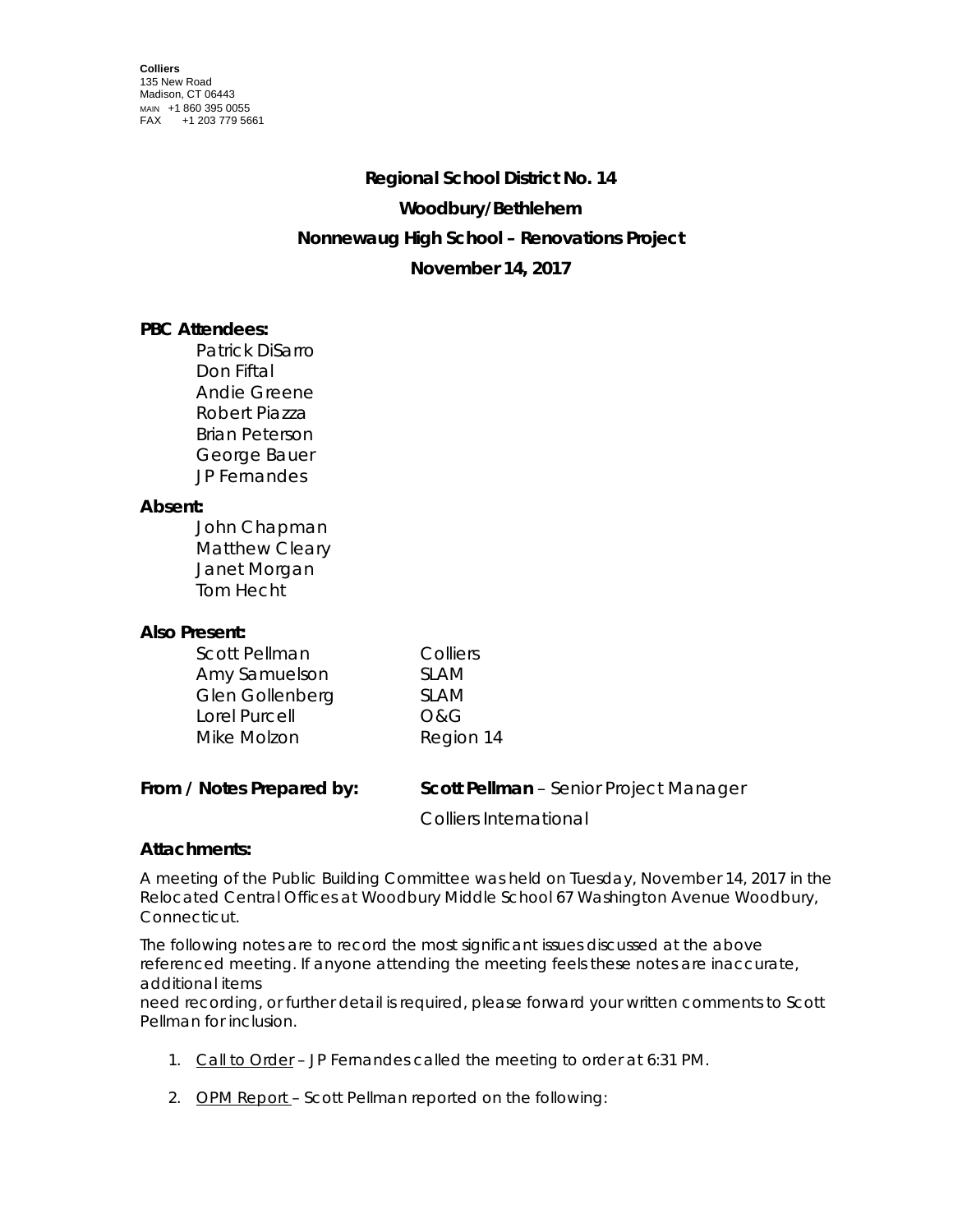**Colliers**
135 New Road
Madison, CT 06443
MAIN +1 860 395 0055
FAX +1 203 779 5661

**Regional School District No. 14**

**Woodbury/Bethlehem**

**Nonnewaug High School – Renovations Project**

**November 14, 2017**

**PBC Attendees:**

Patrick DiSarro
Don Fiftal
Andie Greene
Robert Piazza
Brian Peterson
George Bauer
JP Fernandes

**Absent:**

John Chapman
Matthew Cleary
Janet Morgan
Tom Hecht

**Also Present:**

| | |
|---|---|
| Scott Pellman | Colliers |
| Amy Samuelson | SLAM |
| Glen Gollenberg | SLAM |
| Lorel Purcell | O&G |
| Mike Molzon | Region 14 |

**From / Notes Prepared by:** **Scott Pellman** – Senior Project Manager
Colliers International

**Attachments:**

A meeting of the Public Building Committee was held on Tuesday, November 14, 2017 in the Relocated Central Offices at Woodbury Middle School 67 Washington Avenue Woodbury, Connecticut.

The following notes are to record the most significant issues discussed at the above referenced meeting. If anyone attending the meeting feels these notes are inaccurate, additional items
need recording, or further detail is required, please forward your written comments to Scott Pellman for inclusion.

1. Call to Order – JP Fernandes called the meeting to order at 6:31 PM.

2. OPM Report – Scott Pellman reported on the following: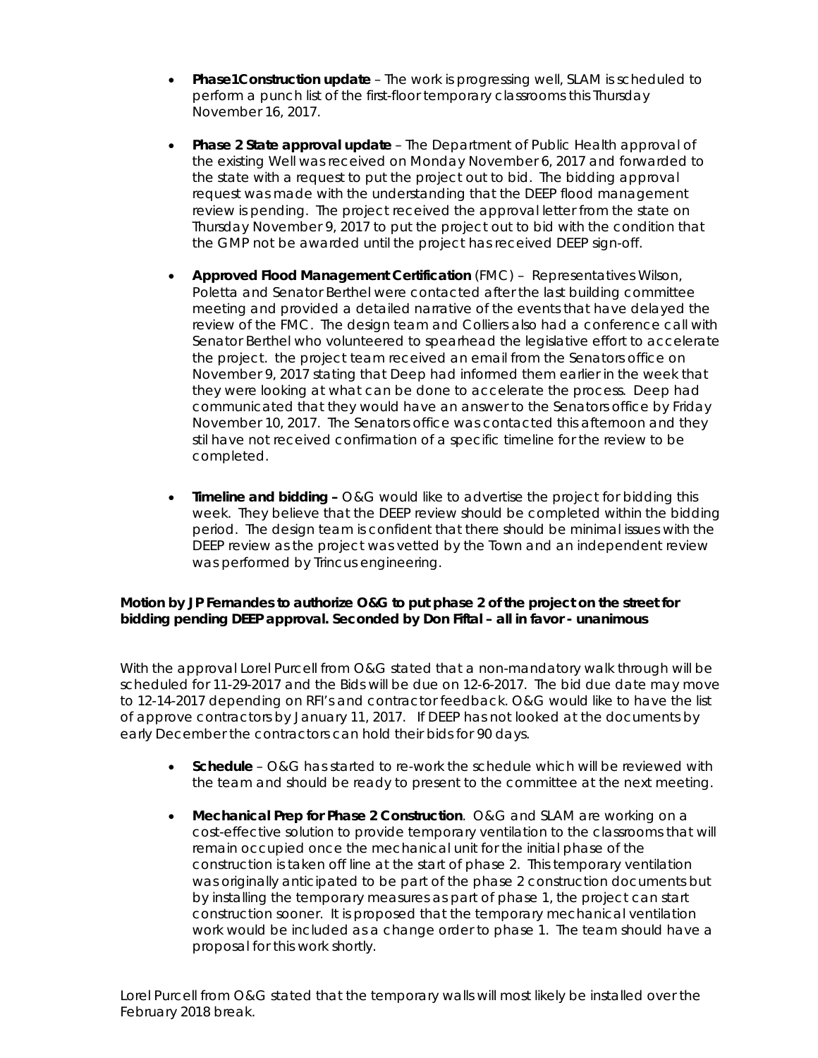- **Phase1Construction update** – The work is progressing well, SLAM is scheduled to perform a punch list of the first-floor temporary classrooms this Thursday November 16, 2017.

- **Phase 2 State approval update** – The Department of Public Health approval of the existing Well was received on Monday November 6, 2017 and forwarded to the state with a request to put the project out to bid. The bidding approval request was made with the understanding that the DEEP flood management review is pending. The project received the approval letter from the state on Thursday November 9, 2017 to put the project out to bid with the condition that the GMP not be awarded until the project has received DEEP sign-off.

- **Approved Flood Management Certification** (FMC) – Representatives Wilson, Poletta and Senator Berthel were contacted after the last building committee meeting and provided a detailed narrative of the events that have delayed the review of the FMC. The design team and Colliers also had a conference call with Senator Berthel who volunteered to spearhead the legislative effort to accelerate the project. the project team received an email from the Senators office on November 9, 2017 stating that Deep had informed them earlier in the week that they were looking at what can be done to accelerate the process. Deep had communicated that they would have an answer to the Senators office by Friday November 10, 2017. The Senators office was contacted this afternoon and they stil have not received confirmation of a specific timeline for the review to be completed.

- **Timeline and bidding –** O&G would like to advertise the project for bidding this week. They believe that the DEEP review should be completed within the bidding period. The design team is confident that there should be minimal issues with the DEEP review as the project was vetted by the Town and an independent review was performed by Trincus engineering.

**Motion by JP Fernandes to authorize O&G to put phase 2 of the project on the street for bidding pending DEEP approval. Seconded by Don Fiftal – all in favor - unanimous**

With the approval Lorel Purcell from O&G stated that a non-mandatory walk through will be scheduled for 11-29-2017 and the Bids will be due on 12-6-2017. The bid due date may move to 12-14-2017 depending on RFI's and contractor feedback. O&G would like to have the list of approve contractors by January 11, 2017. If DEEP has not looked at the documents by early December the contractors can hold their bids for 90 days.

- **Schedule** – O&G has started to re-work the schedule which will be reviewed with the team and should be ready to present to the committee at the next meeting.

- **Mechanical Prep for Phase 2 Construction**. O&G and SLAM are working on a cost-effective solution to provide temporary ventilation to the classrooms that will remain occupied once the mechanical unit for the initial phase of the construction is taken off line at the start of phase 2. This temporary ventilation was originally anticipated to be part of the phase 2 construction documents but by installing the temporary measures as part of phase 1, the project can start construction sooner. It is proposed that the temporary mechanical ventilation work would be included as a change order to phase 1. The team should have a proposal for this work shortly.

Lorel Purcell from O&G stated that the temporary walls will most likely be installed over the February 2018 break.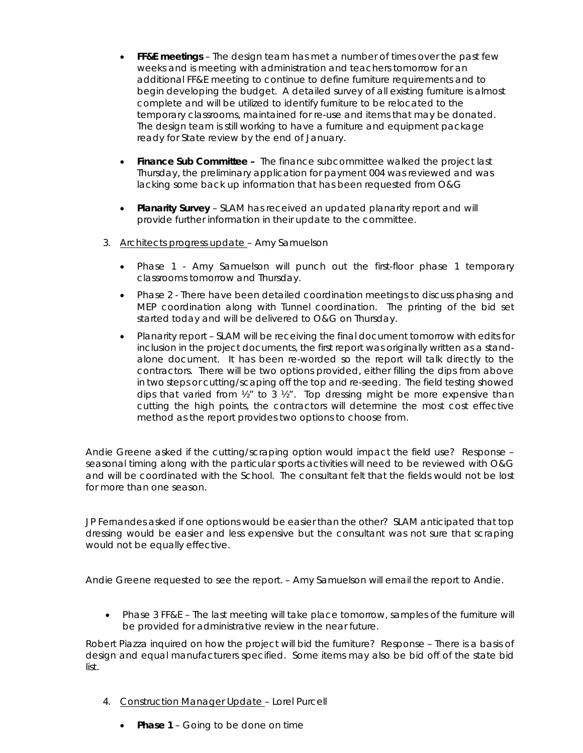- **FF&E meetings** – The design team has met a number of times over the past few weeks and is meeting with administration and teachers tomorrow for an additional FF&E meeting to continue to define furniture requirements and to begin developing the budget. A detailed survey of all existing furniture is almost complete and will be utilized to identify furniture to be relocated to the temporary classrooms, maintained for re-use and items that may be donated. The design team is still working to have a furniture and equipment package ready for State review by the end of January.

- **Finance Sub Committee –** The finance subcommittee walked the project last Thursday, the preliminary application for payment 004 was reviewed and was lacking some back up information that has been requested from O&G

- **Planarity Survey** – SLAM has received an updated planarity report and will provide further information in their update to the committee.

3. Architects progress update – Amy Samuelson

   - Phase 1 - Amy Samuelson will punch out the first-floor phase 1 temporary classrooms tomorrow and Thursday.
   - Phase 2 - There have been detailed coordination meetings to discuss phasing and MEP coordination along with Tunnel coordination. The printing of the bid set started today and will be delivered to O&G on Thursday.
   - Planarity report – SLAM will be receiving the final document tomorrow with edits for inclusion in the project documents, the first report was originally written as a stand-alone document. It has been re-worded so the report will talk directly to the contractors. There will be two options provided, either filling the dips from above in two steps or cutting/scaping off the top and re-seeding. The field testing showed dips that varied from ½" to 3 ½". Top dressing might be more expensive than cutting the high points, the contractors will determine the most cost effective method as the report provides two options to choose from.

Andie Greene asked if the cutting/scraping option would impact the field use? Response – seasonal timing along with the particular sports activities will need to be reviewed with O&G and will be coordinated with the School. The consultant felt that the fields would not be lost for more than one season.

JP Fernandes asked if one options would be easier than the other? SLAM anticipated that top dressing would be easier and less expensive but the consultant was not sure that scraping would not be equally effective.

Andie Greene requested to see the report. – Amy Samuelson will email the report to Andie.

- Phase 3 FF&E – The last meeting will take place tomorrow, samples of the furniture will be provided for administrative review in the near future.

Robert Piazza inquired on how the project will bid the furniture? Response – There is a basis of design and equal manufacturers specified. Some items may also be bid off of the state bid list.

4. Construction Manager Update – Lorel Purcell

   - **Phase 1** – Going to be done on time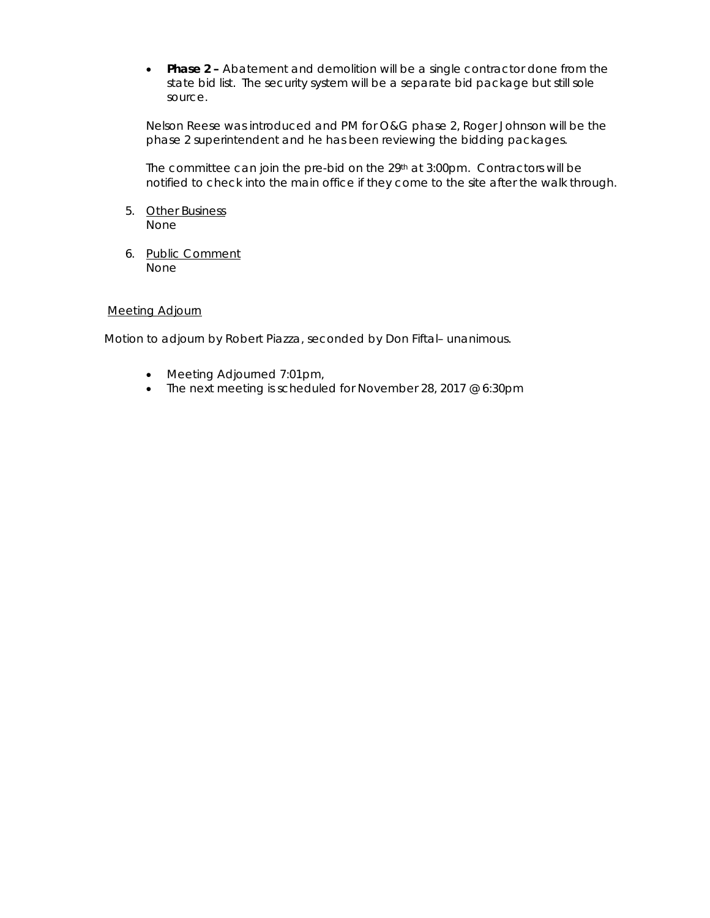- **Phase 2 –** Abatement and demolition will be a single contractor done from the state bid list. The security system will be a separate bid package but still sole source.

  Nelson Reese was introduced and PM for O&G phase 2, Roger Johnson will be the phase 2 superintendent and he has been reviewing the bidding packages.

  The committee can join the pre-bid on the 29th at 3:00pm. Contractors will be notified to check into the main office if they come to the site after the walk through.

5. Other Business
   None

6. Public Comment
   None

Meeting Adjourn

Motion to adjourn by Robert Piazza, seconded by Don Fiftal– unanimous.

- Meeting Adjourned 7:01pm,
- The next meeting is scheduled for November 28, 2017 @ 6:30pm